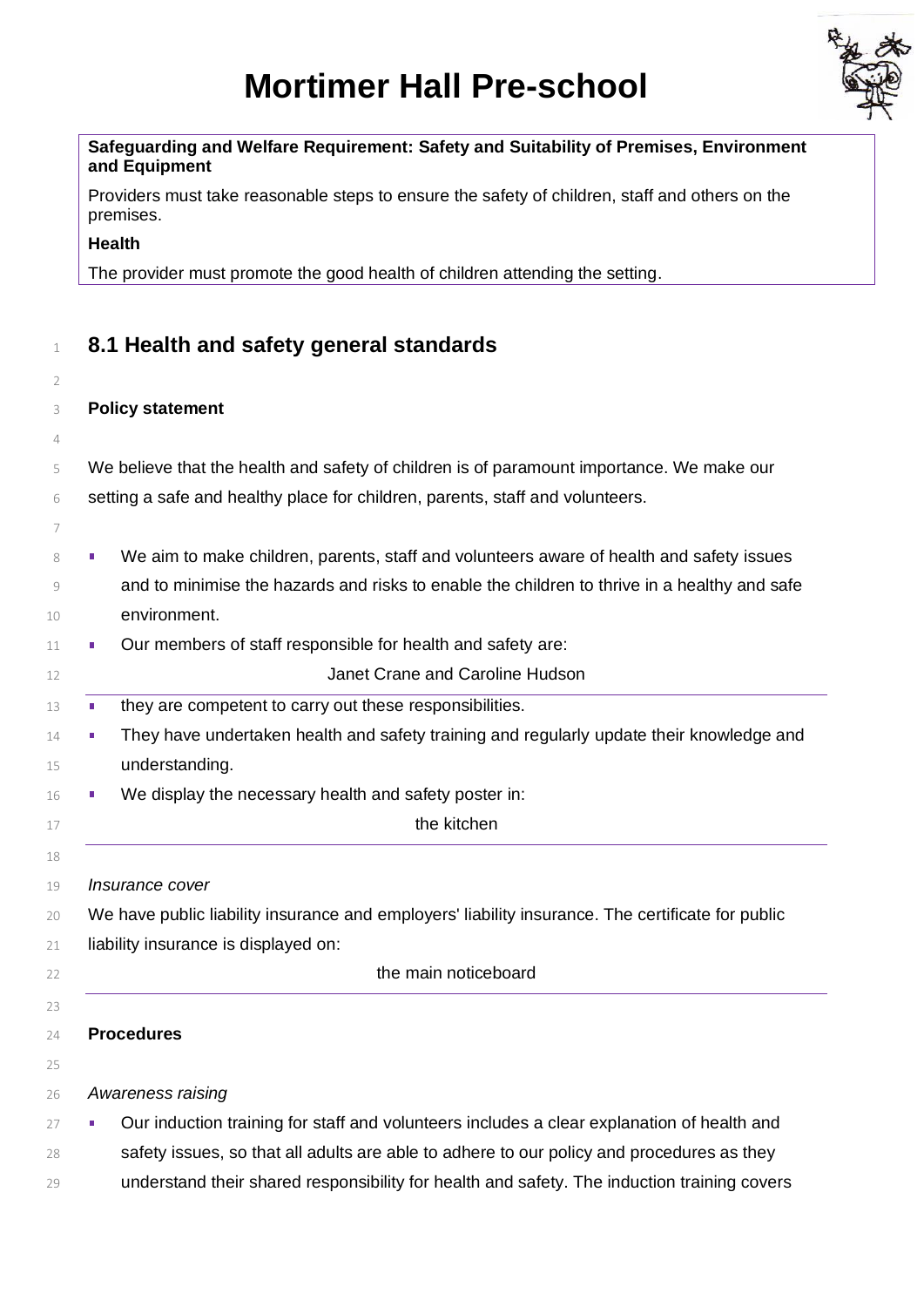# Mortimer Hall Pre-school

**Safeguarding and Welfare Requirement: Safety and Suitability of Premises, Environment and Equipment**

Providers must take reasonable steps to ensure the safety of children, staff and others on the premises.

**Health**

The provider must promote the good health of children attending the setting.

## 8.1 Health and safety general standards

**Policy statement**

We believe that the health and safety of children is of paramount importance. We make our setting a safe and healthy place for children, parents, staff and volunteers.

- We aim to make children, parents, staff and volunteers aware of health and safety issues and to minimise the hazards and risks to enable the children to thrive in a healthy and safe environment.
- Our members of staff responsible for health and safety are:

  Janet Crane and Caroline Hudson

- they are competent to carry out these responsibilities.
- They have undertaken health and safety training and regularly update their knowledge and understanding.
- We display the necessary health and safety poster in:

  the kitchen

*Insurance cover*

We have public liability insurance and employers' liability insurance. The certificate for public liability insurance is displayed on:

the main noticeboard

**Procedures**

*Awareness raising*

- Our induction training for staff and volunteers includes a clear explanation of health and safety issues, so that all adults are able to adhere to our policy and procedures as they understand their shared responsibility for health and safety. The induction training covers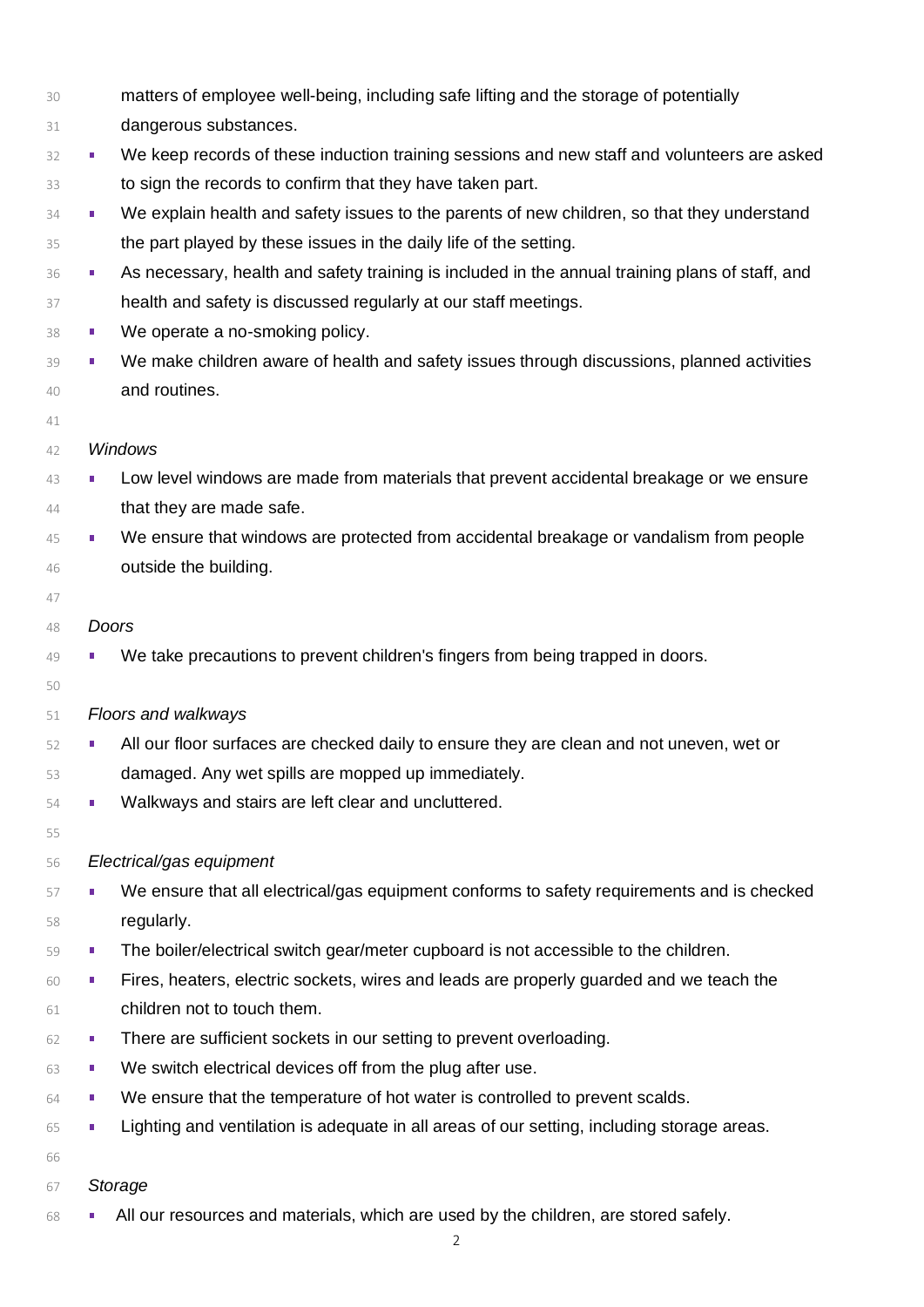matters of employee well-being, including safe lifting and the storage of potentially dangerous substances.

- We keep records of these induction training sessions and new staff and volunteers are asked to sign the records to confirm that they have taken part.
- We explain health and safety issues to the parents of new children, so that they understand the part played by these issues in the daily life of the setting.
- As necessary, health and safety training is included in the annual training plans of staff, and health and safety is discussed regularly at our staff meetings.
- We operate a no-smoking policy.
- We make children aware of health and safety issues through discussions, planned activities and routines.

*Windows*

- Low level windows are made from materials that prevent accidental breakage or we ensure that they are made safe.
- We ensure that windows are protected from accidental breakage or vandalism from people outside the building.

*Doors*

- We take precautions to prevent children's fingers from being trapped in doors.

*Floors and walkways*

- All our floor surfaces are checked daily to ensure they are clean and not uneven, wet or damaged. Any wet spills are mopped up immediately.
- Walkways and stairs are left clear and uncluttered.

*Electrical/gas equipment*

- We ensure that all electrical/gas equipment conforms to safety requirements and is checked regularly.
- The boiler/electrical switch gear/meter cupboard is not accessible to the children.
- Fires, heaters, electric sockets, wires and leads are properly guarded and we teach the children not to touch them.
- There are sufficient sockets in our setting to prevent overloading.
- We switch electrical devices off from the plug after use.
- We ensure that the temperature of hot water is controlled to prevent scalds.
- Lighting and ventilation is adequate in all areas of our setting, including storage areas.

*Storage*

- All our resources and materials, which are used by the children, are stored safely.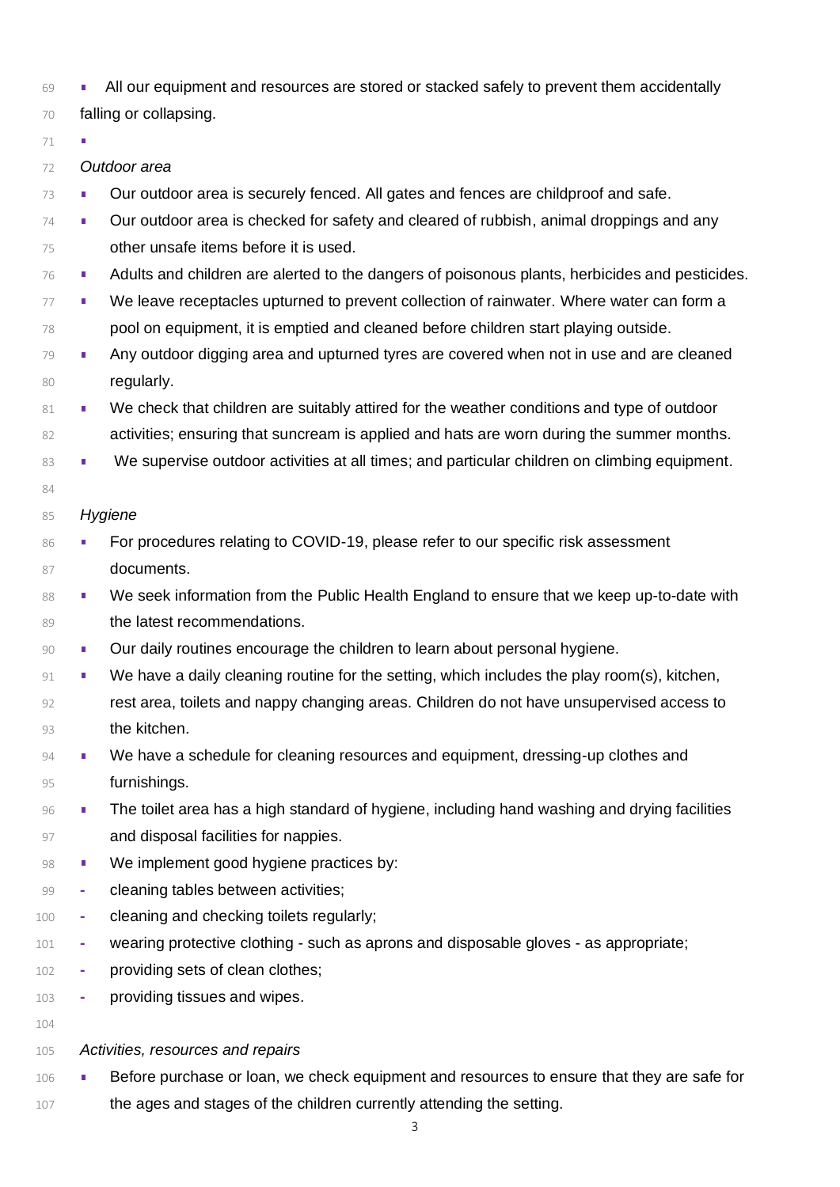- All our equipment and resources are stored or stacked safely to prevent them accidentally falling or collapsing.

*Outdoor area*

- Our outdoor area is securely fenced. All gates and fences are childproof and safe.
- Our outdoor area is checked for safety and cleared of rubbish, animal droppings and any other unsafe items before it is used.
- Adults and children are alerted to the dangers of poisonous plants, herbicides and pesticides.
- We leave receptacles upturned to prevent collection of rainwater. Where water can form a pool on equipment, it is emptied and cleaned before children start playing outside.
- Any outdoor digging area and upturned tyres are covered when not in use and are cleaned regularly.
- We check that children are suitably attired for the weather conditions and type of outdoor activities; ensuring that suncream is applied and hats are worn during the summer months.
- We supervise outdoor activities at all times; and particular children on climbing equipment.

*Hygiene*

- For procedures relating to COVID-19, please refer to our specific risk assessment documents.
- We seek information from the Public Health England to ensure that we keep up-to-date with the latest recommendations.
- Our daily routines encourage the children to learn about personal hygiene.
- We have a daily cleaning routine for the setting, which includes the play room(s), kitchen, rest area, toilets and nappy changing areas. Children do not have unsupervised access to the kitchen.
- We have a schedule for cleaning resources and equipment, dressing-up clothes and furnishings.
- The toilet area has a high standard of hygiene, including hand washing and drying facilities and disposal facilities for nappies.
- We implement good hygiene practices by:
  - cleaning tables between activities;
  - cleaning and checking toilets regularly;
  - wearing protective clothing - such as aprons and disposable gloves - as appropriate;
  - providing sets of clean clothes;
  - providing tissues and wipes.

*Activities, resources and repairs*

- Before purchase or loan, we check equipment and resources to ensure that they are safe for the ages and stages of the children currently attending the setting.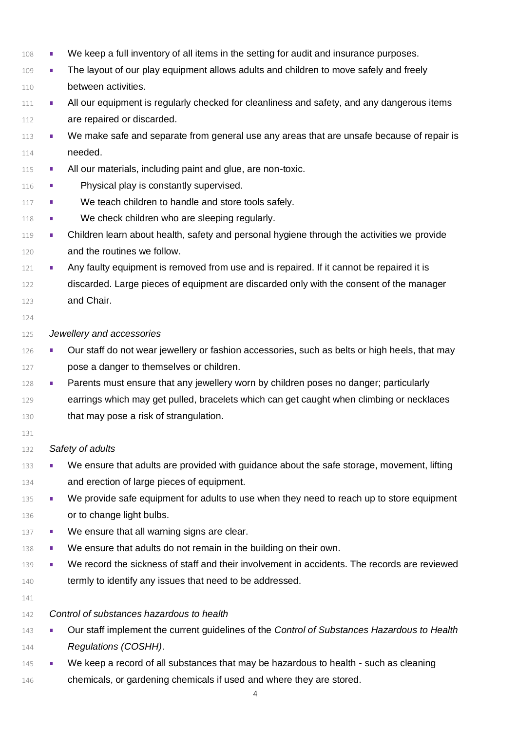- We keep a full inventory of all items in the setting for audit and insurance purposes.
- The layout of our play equipment allows adults and children to move safely and freely between activities.
- All our equipment is regularly checked for cleanliness and safety, and any dangerous items are repaired or discarded.
- We make safe and separate from general use any areas that are unsafe because of repair is needed.
- All our materials, including paint and glue, are non-toxic.
- Physical play is constantly supervised.
- We teach children to handle and store tools safely.
- We check children who are sleeping regularly.
- Children learn about health, safety and personal hygiene through the activities we provide and the routines we follow.
- Any faulty equipment is removed from use and is repaired. If it cannot be repaired it is discarded. Large pieces of equipment are discarded only with the consent of the manager and Chair.

*Jewellery and accessories*

- Our staff do not wear jewellery or fashion accessories, such as belts or high heels, that may pose a danger to themselves or children.
- Parents must ensure that any jewellery worn by children poses no danger; particularly earrings which may get pulled, bracelets which can get caught when climbing or necklaces that may pose a risk of strangulation.

*Safety of adults*

- We ensure that adults are provided with guidance about the safe storage, movement, lifting and erection of large pieces of equipment.
- We provide safe equipment for adults to use when they need to reach up to store equipment or to change light bulbs.
- We ensure that all warning signs are clear.
- We ensure that adults do not remain in the building on their own.
- We record the sickness of staff and their involvement in accidents. The records are reviewed termly to identify any issues that need to be addressed.

*Control of substances hazardous to health*

- Our staff implement the current guidelines of the *Control of Substances Hazardous to Health Regulations (COSHH)*.
- We keep a record of all substances that may be hazardous to health - such as cleaning chemicals, or gardening chemicals if used and where they are stored.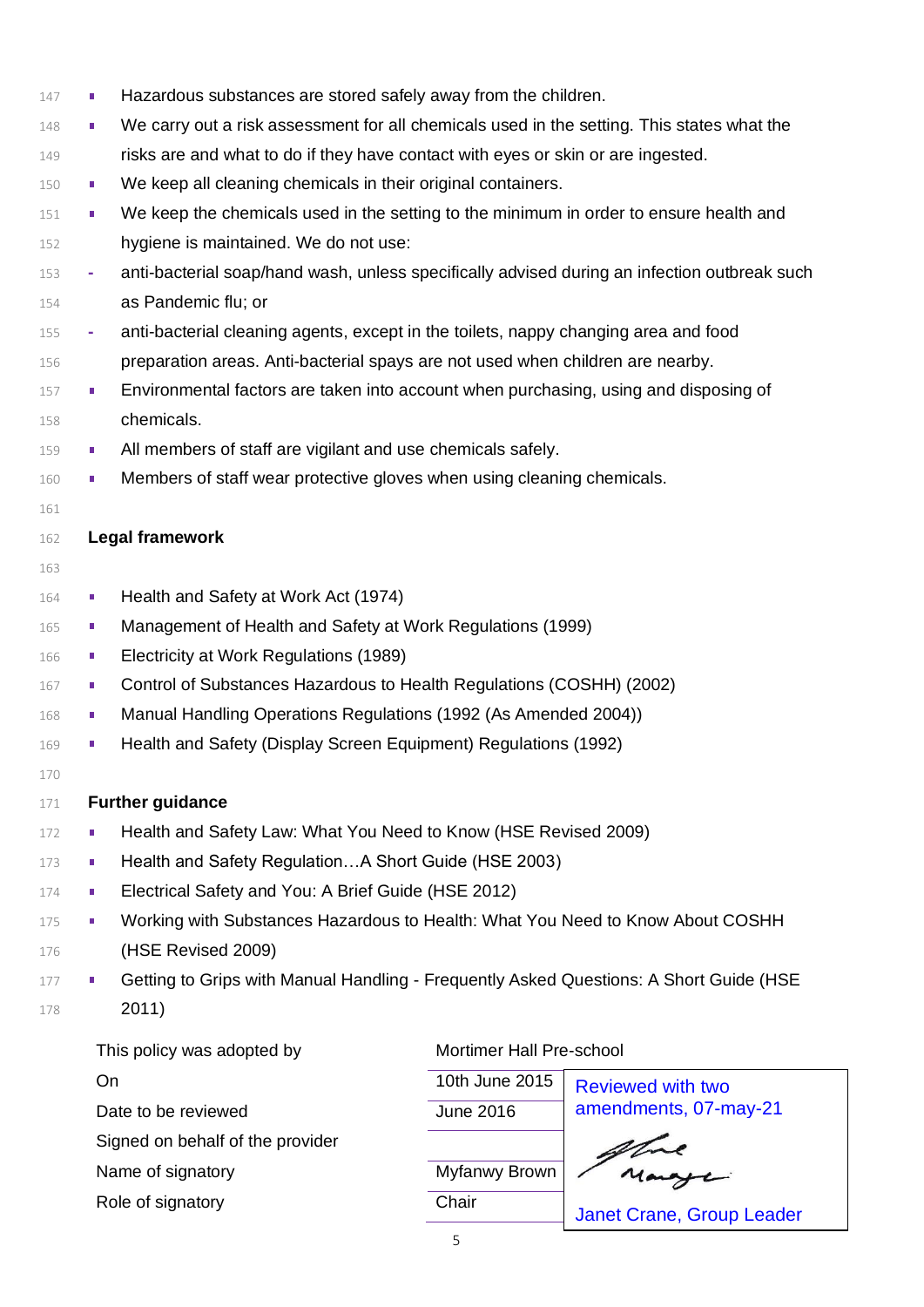- Hazardous substances are stored safely away from the children.
- We carry out a risk assessment for all chemicals used in the setting. This states what the risks are and what to do if they have contact with eyes or skin or are ingested.
- We keep all cleaning chemicals in their original containers.
- We keep the chemicals used in the setting to the minimum in order to ensure health and hygiene is maintained. We do not use:
  - anti-bacterial soap/hand wash, unless specifically advised during an infection outbreak such as Pandemic flu; or
  - anti-bacterial cleaning agents, except in the toilets, nappy changing area and food preparation areas. Anti-bacterial spays are not used when children are nearby.
- Environmental factors are taken into account when purchasing, using and disposing of chemicals.
- All members of staff are vigilant and use chemicals safely.
- Members of staff wear protective gloves when using cleaning chemicals.

**Legal framework**

- Health and Safety at Work Act (1974)
- Management of Health and Safety at Work Regulations (1999)
- Electricity at Work Regulations (1989)
- Control of Substances Hazardous to Health Regulations (COSHH) (2002)
- Manual Handling Operations Regulations (1992 (As Amended 2004))
- Health and Safety (Display Screen Equipment) Regulations (1992)

**Further guidance**

- Health and Safety Law: What You Need to Know (HSE Revised 2009)
- Health and Safety Regulation…A Short Guide (HSE 2003)
- Electrical Safety and You: A Brief Guide (HSE 2012)
- Working with Substances Hazardous to Health: What You Need to Know About COSHH (HSE Revised 2009)
- Getting to Grips with Manual Handling - Frequently Asked Questions: A Short Guide (HSE 2011)

| This policy was adopted by | Mortimer Hall Pre-school | |
|---|---|---|
| On | 10th June 2015 | Reviewed with two amendments, 07-may-21 |
| Date to be reviewed | June 2016 | |
| Signed on behalf of the provider | | |
| Name of signatory | Myfanwy Brown | |
| Role of signatory | Chair | Janet Crane, Group Leader |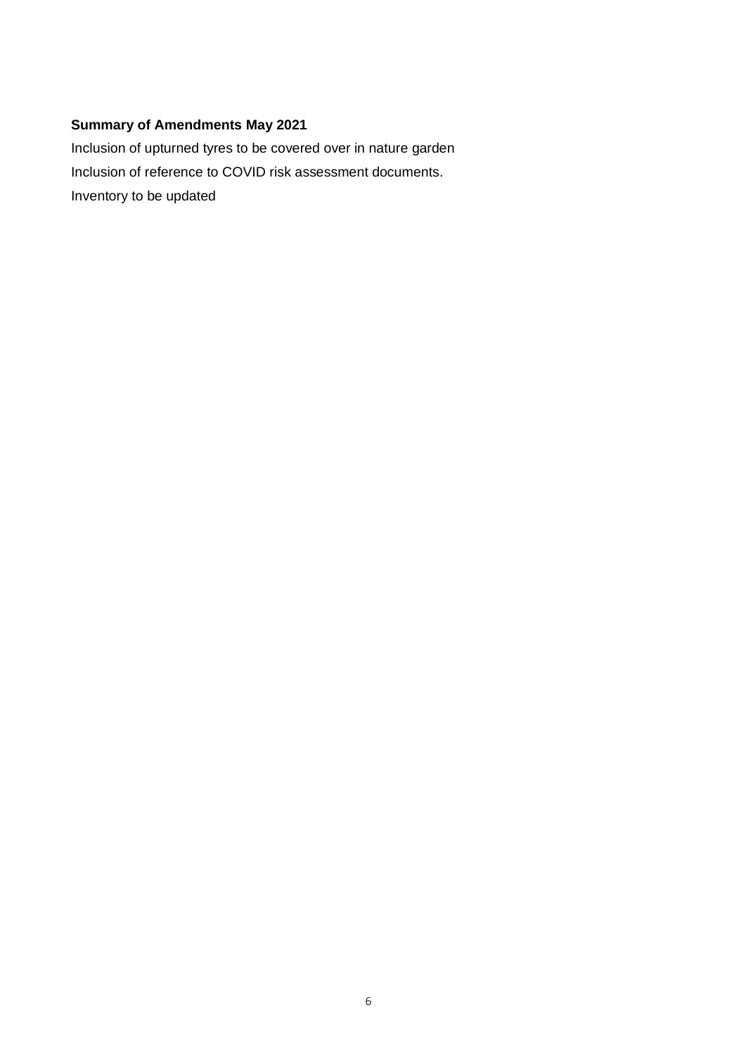**Summary of Amendments May 2021**

Inclusion of upturned tyres to be covered over in nature garden

Inclusion of reference to COVID risk assessment documents.

Inventory to be updated